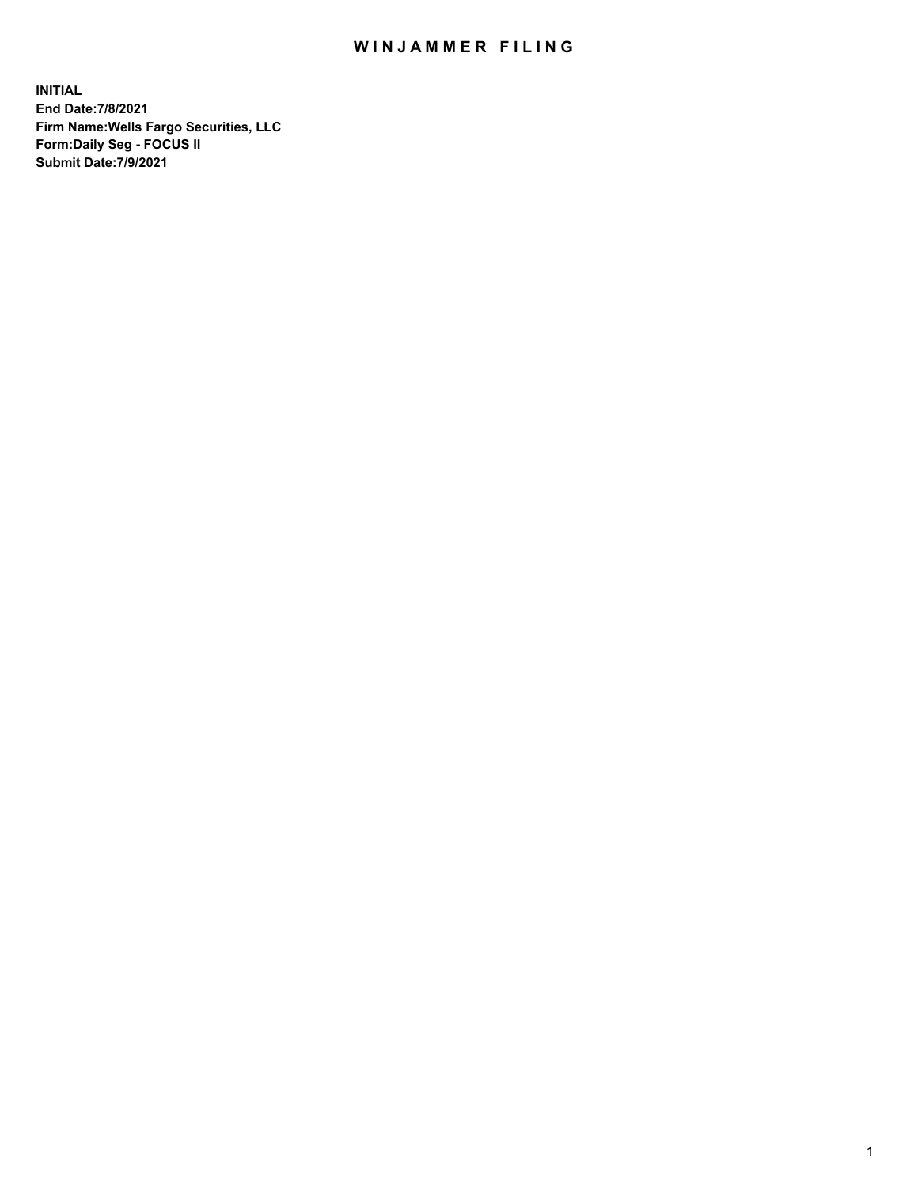# WINJAMMER FILING

**INITIAL**
**End Date:7/8/2021**
**Firm Name:Wells Fargo Securities, LLC**
**Form:Daily Seg - FOCUS II**
**Submit Date:7/9/2021**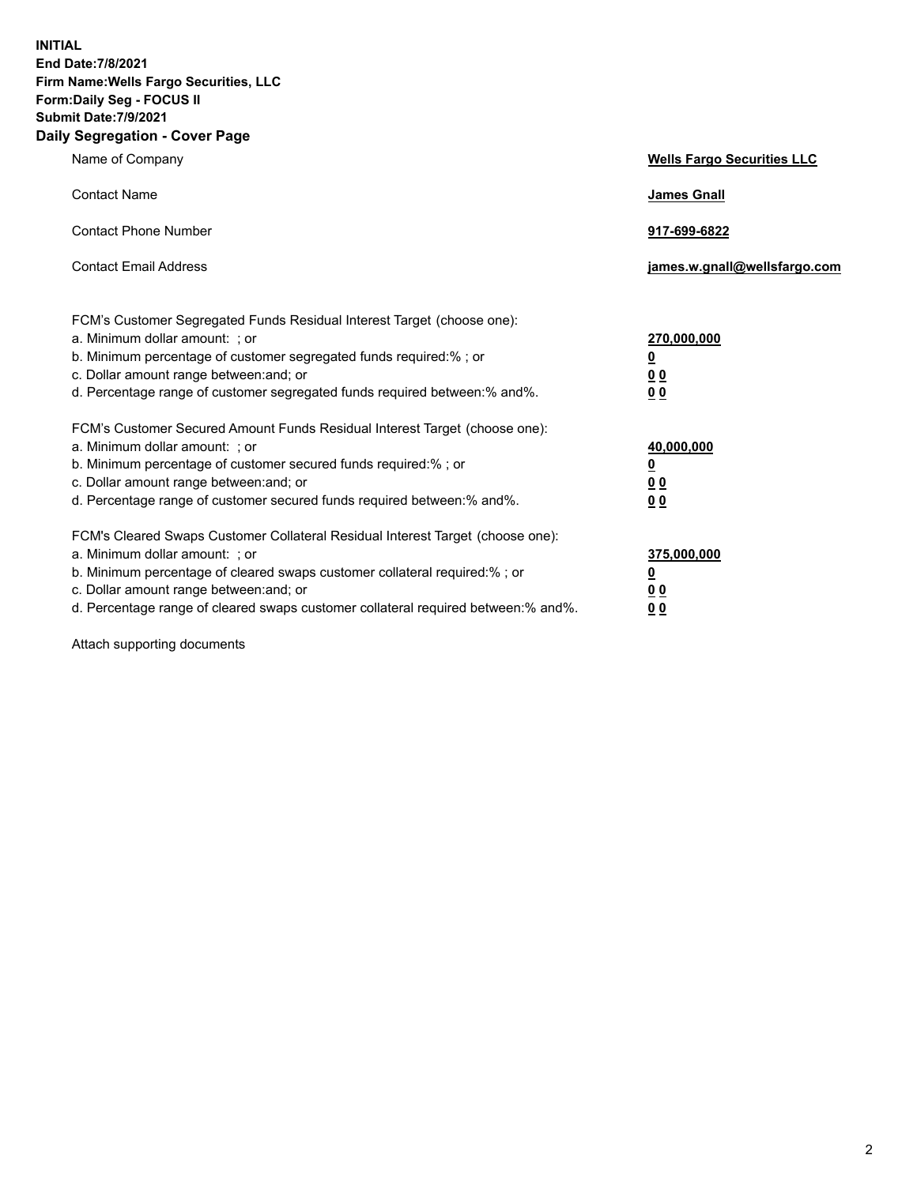**INITIAL**
**End Date:7/8/2021**
**Firm Name:Wells Fargo Securities, LLC**
**Form:Daily Seg - FOCUS II**
**Submit Date:7/9/2021**

## Daily Segregation - Cover Page

| | |
|---|---|
| Name of Company | **Wells Fargo Securities LLC** |
| Contact Name | **James Gnall** |
| Contact Phone Number | **917-699-6822** |
| Contact Email Address | **james.w.gnall@wellsfargo.com** |

| | |
|---|---|
| FCM's Customer Segregated Funds Residual Interest Target (choose one): | |
| a. Minimum dollar amount: ; or | **270,000,000** |
| b. Minimum percentage of customer segregated funds required:% ; or | **0** |
| c. Dollar amount range between:and; or | **0 0** |
| d. Percentage range of customer segregated funds required between:% and%. | **0 0** |
| FCM's Customer Secured Amount Funds Residual Interest Target (choose one): | |
| a. Minimum dollar amount: ; or | **40,000,000** |
| b. Minimum percentage of customer secured funds required:% ; or | **0** |
| c. Dollar amount range between:and; or | **0 0** |
| d. Percentage range of customer secured funds required between:% and%. | **0 0** |
| FCM's Cleared Swaps Customer Collateral Residual Interest Target (choose one): | |
| a. Minimum dollar amount: ; or | **375,000,000** |
| b. Minimum percentage of cleared swaps customer collateral required:% ; or | **0** |
| c. Dollar amount range between:and; or | **0 0** |
| d. Percentage range of cleared swaps customer collateral required between:% and%. | **0 0** |

Attach supporting documents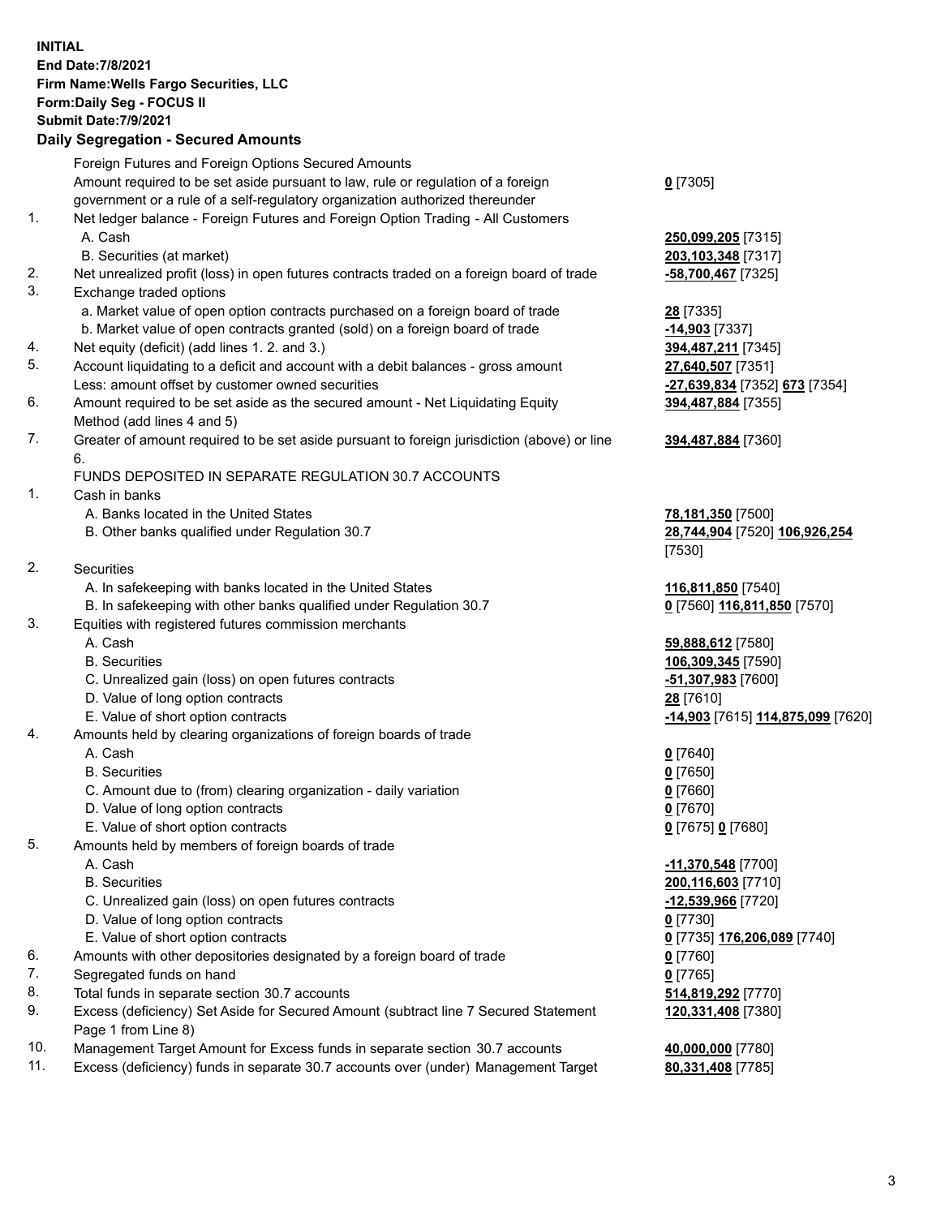**INITIAL**
**End Date:7/8/2021**
**Firm Name:Wells Fargo Securities, LLC**
**Form:Daily Seg - FOCUS II**
**Submit Date:7/9/2021**

## Daily Segregation - Secured Amounts

| | | |
|---|---|---|
| | Foreign Futures and Foreign Options Secured Amounts | |
| | Amount required to be set aside pursuant to law, rule or regulation of a foreign government or a rule of a self-regulatory organization authorized thereunder | **0** [7305] |
| 1. | Net ledger balance - Foreign Futures and Foreign Option Trading - All Customers | |
| | A. Cash | **250,099,205** [7315] |
| | B. Securities (at market) | **203,103,348** [7317] |
| 2. | Net unrealized profit (loss) in open futures contracts traded on a foreign board of trade | **-58,700,467** [7325] |
| 3. | Exchange traded options | |
| | a. Market value of open option contracts purchased on a foreign board of trade | **28** [7335] |
| | b. Market value of open contracts granted (sold) on a foreign board of trade | **-14,903** [7337] |
| 4. | Net equity (deficit) (add lines 1. 2. and 3.) | **394,487,211** [7345] |
| 5. | Account liquidating to a deficit and account with a debit balances - gross amount | **27,640,507** [7351] |
| | Less: amount offset by customer owned securities | **-27,639,834** [7352] **673** [7354] |
| 6. | Amount required to be set aside as the secured amount - Net Liquidating Equity Method (add lines 4 and 5) | **394,487,884** [7355] |
| 7. | Greater of amount required to be set aside pursuant to foreign jurisdiction (above) or line 6. | **394,487,884** [7360] |
| | FUNDS DEPOSITED IN SEPARATE REGULATION 30.7 ACCOUNTS | |
| 1. | Cash in banks | |
| | A. Banks located in the United States | **78,181,350** [7500] |
| | B. Other banks qualified under Regulation 30.7 | **28,744,904** [7520] **106,926,254** [7530] |
| 2. | Securities | |
| | A. In safekeeping with banks located in the United States | **116,811,850** [7540] |
| | B. In safekeeping with other banks qualified under Regulation 30.7 | **0** [7560] **116,811,850** [7570] |
| 3. | Equities with registered futures commission merchants | |
| | A. Cash | **59,888,612** [7580] |
| | B. Securities | **106,309,345** [7590] |
| | C. Unrealized gain (loss) on open futures contracts | **-51,307,983** [7600] |
| | D. Value of long option contracts | **28** [7610] |
| | E. Value of short option contracts | **-14,903** [7615] **114,875,099** [7620] |
| 4. | Amounts held by clearing organizations of foreign boards of trade | |
| | A. Cash | **0** [7640] |
| | B. Securities | **0** [7650] |
| | C. Amount due to (from) clearing organization - daily variation | **0** [7660] |
| | D. Value of long option contracts | **0** [7670] |
| | E. Value of short option contracts | **0** [7675] **0** [7680] |
| 5. | Amounts held by members of foreign boards of trade | |
| | A. Cash | **-11,370,548** [7700] |
| | B. Securities | **200,116,603** [7710] |
| | C. Unrealized gain (loss) on open futures contracts | **-12,539,966** [7720] |
| | D. Value of long option contracts | **0** [7730] |
| | E. Value of short option contracts | **0** [7735] **176,206,089** [7740] |
| 6. | Amounts with other depositories designated by a foreign board of trade | **0** [7760] |
| 7. | Segregated funds on hand | **0** [7765] |
| 8. | Total funds in separate section 30.7 accounts | **514,819,292** [7770] |
| 9. | Excess (deficiency) Set Aside for Secured Amount (subtract line 7 Secured Statement Page 1 from Line 8) | **120,331,408** [7380] |
| 10. | Management Target Amount for Excess funds in separate section 30.7 accounts | **40,000,000** [7780] |
| 11. | Excess (deficiency) funds in separate 30.7 accounts over (under) Management Target | **80,331,408** [7785] |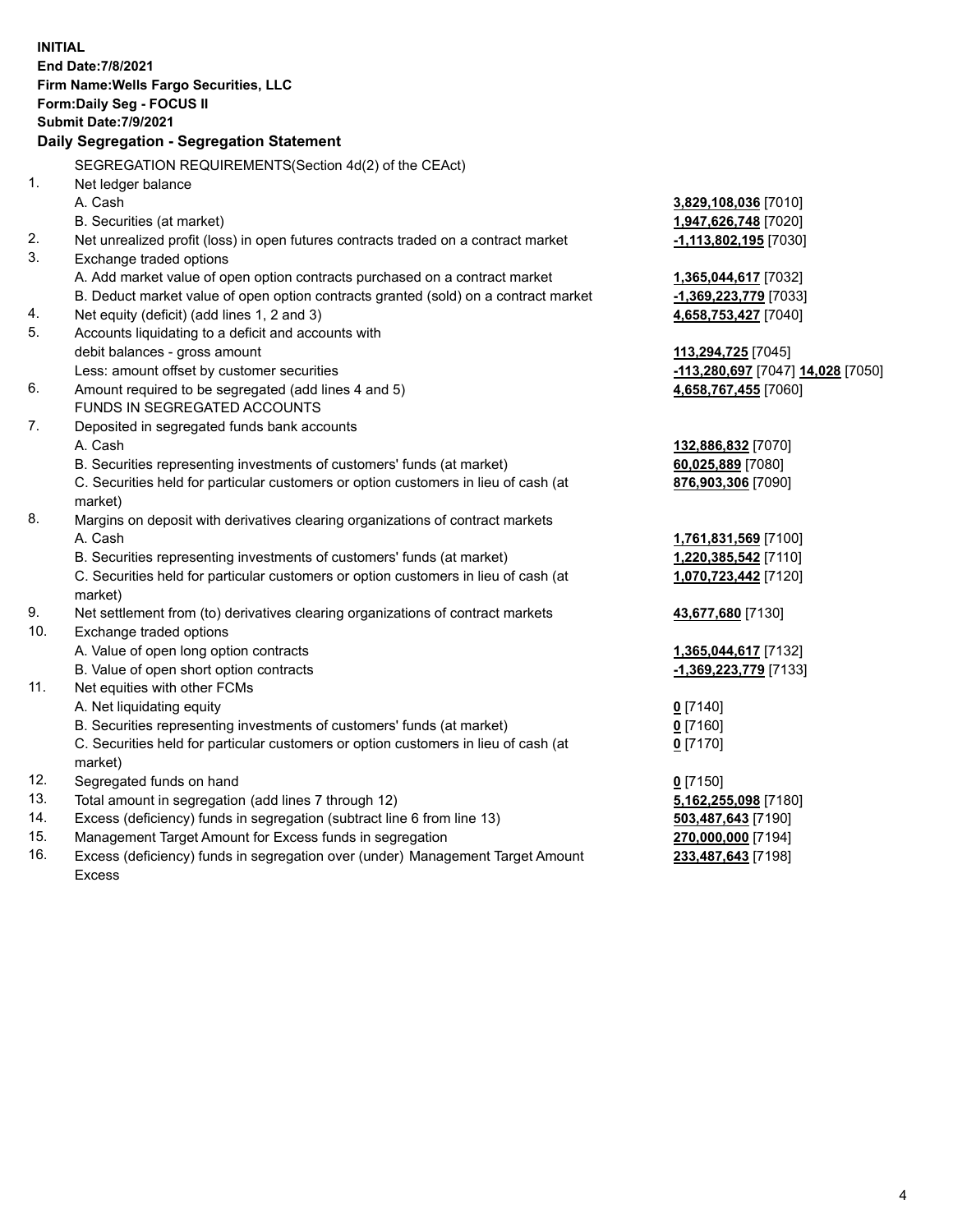**INITIAL**
**End Date:7/8/2021**
**Firm Name:Wells Fargo Securities, LLC**
**Form:Daily Seg - FOCUS II**
**Submit Date:7/9/2021**

**Daily Segregation - Segregation Statement**

SEGREGATION REQUIREMENTS(Section 4d(2) of the CEAct)

| | | |
|---|---|---|
| 1. | Net ledger balance | |
| | A. Cash | **3,829,108,036** [7010] |
| | B. Securities (at market) | **1,947,626,748** [7020] |
| 2. | Net unrealized profit (loss) in open futures contracts traded on a contract market | **-1,113,802,195** [7030] |
| 3. | Exchange traded options | |
| | A. Add market value of open option contracts purchased on a contract market | **1,365,044,617** [7032] |
| | B. Deduct market value of open option contracts granted (sold) on a contract market | **-1,369,223,779** [7033] |
| 4. | Net equity (deficit) (add lines 1, 2 and 3) | **4,658,753,427** [7040] |
| 5. | Accounts liquidating to a deficit and accounts with debit balances - gross amount | **113,294,725** [7045] |
| | Less: amount offset by customer securities | **-113,280,697** [7047] **14,028** [7050] |
| 6. | Amount required to be segregated (add lines 4 and 5) | **4,658,767,455** [7060] |
| | FUNDS IN SEGREGATED ACCOUNTS | |
| 7. | Deposited in segregated funds bank accounts | |
| | A. Cash | **132,886,832** [7070] |
| | B. Securities representing investments of customers' funds (at market) | **60,025,889** [7080] |
| | C. Securities held for particular customers or option customers in lieu of cash (at market) | **876,903,306** [7090] |
| 8. | Margins on deposit with derivatives clearing organizations of contract markets | |
| | A. Cash | **1,761,831,569** [7100] |
| | B. Securities representing investments of customers' funds (at market) | **1,220,385,542** [7110] |
| | C. Securities held for particular customers or option customers in lieu of cash (at market) | **1,070,723,442** [7120] |
| 9. | Net settlement from (to) derivatives clearing organizations of contract markets | **43,677,680** [7130] |
| 10. | Exchange traded options | |
| | A. Value of open long option contracts | **1,365,044,617** [7132] |
| | B. Value of open short option contracts | **-1,369,223,779** [7133] |
| 11. | Net equities with other FCMs | |
| | A. Net liquidating equity | **0** [7140] |
| | B. Securities representing investments of customers' funds (at market) | **0** [7160] |
| | C. Securities held for particular customers or option customers in lieu of cash (at market) | **0** [7170] |
| 12. | Segregated funds on hand | **0** [7150] |
| 13. | Total amount in segregation (add lines 7 through 12) | **5,162,255,098** [7180] |
| 14. | Excess (deficiency) funds in segregation (subtract line 6 from line 13) | **503,487,643** [7190] |
| 15. | Management Target Amount for Excess funds in segregation | **270,000,000** [7194] |
| 16. | Excess (deficiency) funds in segregation over (under) Management Target Amount Excess | **233,487,643** [7198] |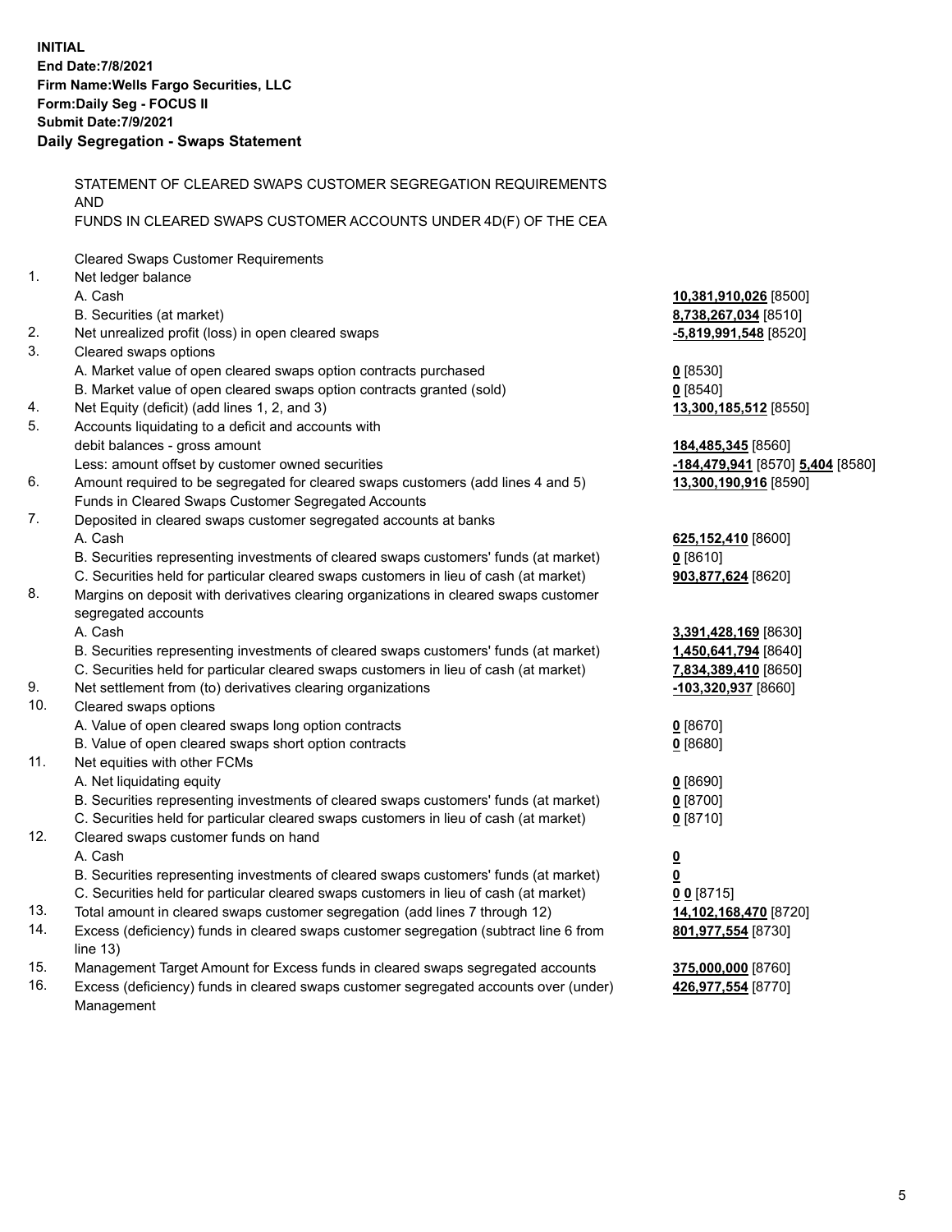**INITIAL**
**End Date:7/8/2021**
**Firm Name:Wells Fargo Securities, LLC**
**Form:Daily Seg - FOCUS II**
**Submit Date:7/9/2021**
**Daily Segregation - Swaps Statement**

STATEMENT OF CLEARED SWAPS CUSTOMER SEGREGATION REQUIREMENTS AND FUNDS IN CLEARED SWAPS CUSTOMER ACCOUNTS UNDER 4D(F) OF THE CEA

| | | |
|---|---|---|
| | Cleared Swaps Customer Requirements | |
| 1. | Net ledger balance | |
| | A. Cash | **10,381,910,026** [8500] |
| | B. Securities (at market) | **8,738,267,034** [8510] |
| 2. | Net unrealized profit (loss) in open cleared swaps | **-5,819,991,548** [8520] |
| 3. | Cleared swaps options | |
| | A. Market value of open cleared swaps option contracts purchased | **0** [8530] |
| | B. Market value of open cleared swaps option contracts granted (sold) | **0** [8540] |
| 4. | Net Equity (deficit) (add lines 1, 2, and 3) | **13,300,185,512** [8550] |
| 5. | Accounts liquidating to a deficit and accounts with debit balances - gross amount | **184,485,345** [8560] |
| | Less: amount offset by customer owned securities | **-184,479,941** [8570] **5,404** [8580] |
| 6. | Amount required to be segregated for cleared swaps customers (add lines 4 and 5) | **13,300,190,916** [8590] |
| | Funds in Cleared Swaps Customer Segregated Accounts | |
| 7. | Deposited in cleared swaps customer segregated accounts at banks | |
| | A. Cash | **625,152,410** [8600] |
| | B. Securities representing investments of cleared swaps customers' funds (at market) | **0** [8610] |
| | C. Securities held for particular cleared swaps customers in lieu of cash (at market) | **903,877,624** [8620] |
| 8. | Margins on deposit with derivatives clearing organizations in cleared swaps customer segregated accounts | |
| | A. Cash | **3,391,428,169** [8630] |
| | B. Securities representing investments of cleared swaps customers' funds (at market) | **1,450,641,794** [8640] |
| | C. Securities held for particular cleared swaps customers in lieu of cash (at market) | **7,834,389,410** [8650] |
| 9. | Net settlement from (to) derivatives clearing organizations | **-103,320,937** [8660] |
| 10. | Cleared swaps options | |
| | A. Value of open cleared swaps long option contracts | **0** [8670] |
| | B. Value of open cleared swaps short option contracts | **0** [8680] |
| 11. | Net equities with other FCMs | |
| | A. Net liquidating equity | **0** [8690] |
| | B. Securities representing investments of cleared swaps customers' funds (at market) | **0** [8700] |
| | C. Securities held for particular cleared swaps customers in lieu of cash (at market) | **0** [8710] |
| 12. | Cleared swaps customer funds on hand | |
| | A. Cash | **0** |
| | B. Securities representing investments of cleared swaps customers' funds (at market) | **0** |
| | C. Securities held for particular cleared swaps customers in lieu of cash (at market) | **0** **0** [8715] |
| 13. | Total amount in cleared swaps customer segregation (add lines 7 through 12) | **14,102,168,470** [8720] |
| 14. | Excess (deficiency) funds in cleared swaps customer segregation (subtract line 6 from line 13) | **801,977,554** [8730] |
| 15. | Management Target Amount for Excess funds in cleared swaps segregated accounts | **375,000,000** [8760] |
| 16. | Excess (deficiency) funds in cleared swaps customer segregated accounts over (under) Management | **426,977,554** [8770] |